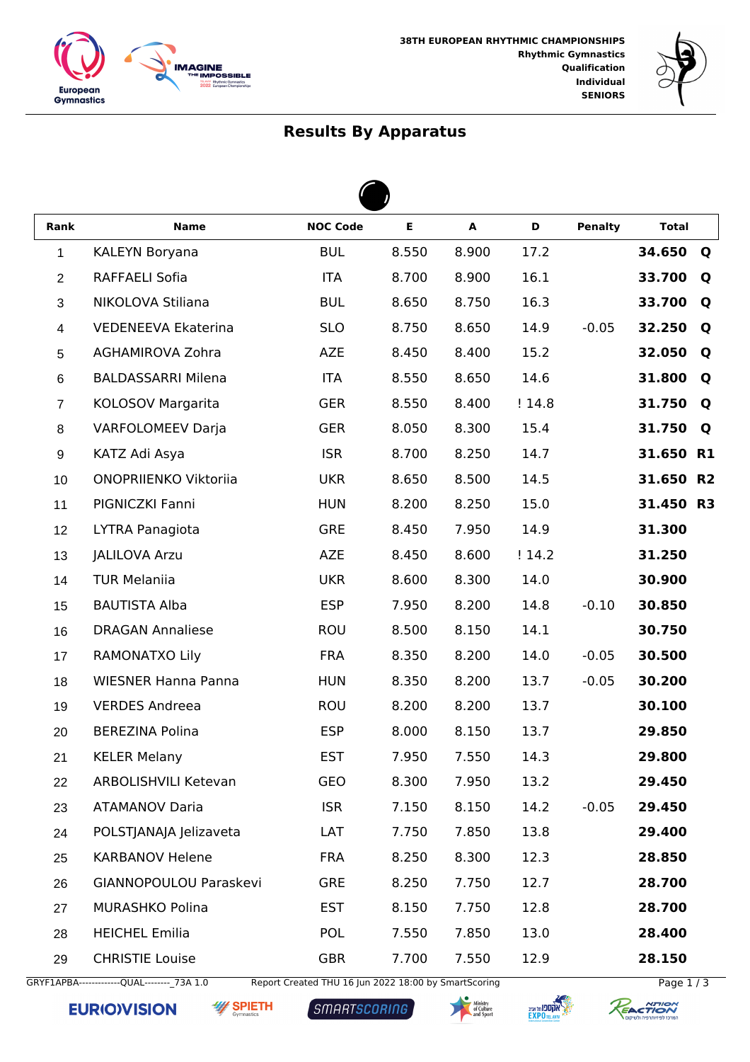38TH EUROPEAN RHYTHMIC CHAMPIONSHIPS
Rhythmic Gymnastics
Qualification
Individual
SENIORS

## Results By Apparatus

| Rank | Name | NOC Code | E | A | D | Penalty | Total | |
|---|---|---|---|---|---|---|---|---|
| 1 | KALEYN Boryana | BUL | 8.550 | 8.900 | 17.2 | | **34.650** | **Q** |
| 2 | RAFFAELI Sofia | ITA | 8.700 | 8.900 | 16.1 | | **33.700** | **Q** |
| 3 | NIKOLOVA Stiliana | BUL | 8.650 | 8.750 | 16.3 | | **33.700** | **Q** |
| 4 | VEDENEEVA Ekaterina | SLO | 8.750 | 8.650 | 14.9 | -0.05 | **32.250** | **Q** |
| 5 | AGHAMIROVA Zohra | AZE | 8.450 | 8.400 | 15.2 | | **32.050** | **Q** |
| 6 | BALDASSARRI Milena | ITA | 8.550 | 8.650 | 14.6 | | **31.800** | **Q** |
| 7 | KOLOSOV Margarita | GER | 8.550 | 8.400 | ! 14.8 | | **31.750** | **Q** |
| 8 | VARFOLOMEEV Darja | GER | 8.050 | 8.300 | 15.4 | | **31.750** | **Q** |
| 9 | KATZ Adi Asya | ISR | 8.700 | 8.250 | 14.7 | | **31.650** | **R1** |
| 10 | ONOPRIIENKO Viktoriia | UKR | 8.650 | 8.500 | 14.5 | | **31.650** | **R2** |
| 11 | PIGNICZKI Fanni | HUN | 8.200 | 8.250 | 15.0 | | **31.450** | **R3** |
| 12 | LYTRA Panagiota | GRE | 8.450 | 7.950 | 14.9 | | **31.300** | |
| 13 | JALILOVA Arzu | AZE | 8.450 | 8.600 | ! 14.2 | | **31.250** | |
| 14 | TUR Melaniia | UKR | 8.600 | 8.300 | 14.0 | | **30.900** | |
| 15 | BAUTISTA Alba | ESP | 7.950 | 8.200 | 14.8 | -0.10 | **30.850** | |
| 16 | DRAGAN Annaliese | ROU | 8.500 | 8.150 | 14.1 | | **30.750** | |
| 17 | RAMONATXO Lily | FRA | 8.350 | 8.200 | 14.0 | -0.05 | **30.500** | |
| 18 | WIESNER Hanna Panna | HUN | 8.350 | 8.200 | 13.7 | -0.05 | **30.200** | |
| 19 | VERDES Andreea | ROU | 8.200 | 8.200 | 13.7 | | **30.100** | |
| 20 | BEREZINA Polina | ESP | 8.000 | 8.150 | 13.7 | | **29.850** | |
| 21 | KELER Melany | EST | 7.950 | 7.550 | 14.3 | | **29.800** | |
| 22 | ARBOLISHVILI Ketevan | GEO | 8.300 | 7.950 | 13.2 | | **29.450** | |
| 23 | ATAMANOV Daria | ISR | 7.150 | 8.150 | 14.2 | -0.05 | **29.450** | |
| 24 | POLSTJANAJA Jelizaveta | LAT | 7.750 | 7.850 | 13.8 | | **29.400** | |
| 25 | KARBANOV Helene | FRA | 8.250 | 8.300 | 12.3 | | **28.850** | |
| 26 | GIANNOPOULOU Paraskevi | GRE | 8.250 | 7.750 | 12.7 | | **28.700** | |
| 27 | MURASHKO Polina | EST | 8.150 | 7.750 | 12.8 | | **28.700** | |
| 28 | HEICHEL Emilia | POL | 7.550 | 7.850 | 13.0 | | **28.400** | |
| 29 | CHRISTIE Louise | GBR | 7.700 | 7.550 | 12.9 | | **28.150** | |

GRYF1APBA-------------QUAL--------_73A 1.0    Report Created THU 16 Jun 2022 18:00 by SmartScoring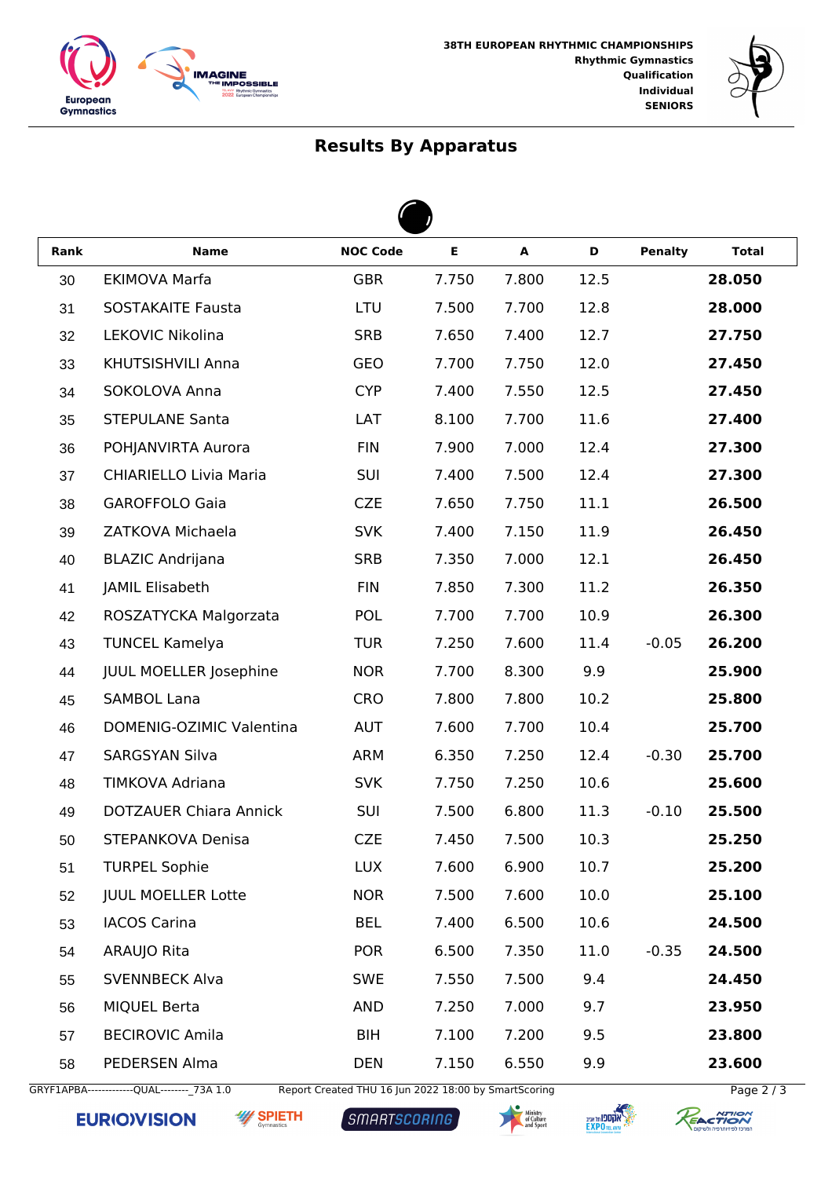38TH EUROPEAN RHYTHMIC CHAMPIONSHIPS
Rhythmic Gymnastics
Qualification
Individual
SENIORS

## Results By Apparatus

| Rank | Name | NOC Code | E | A | D | Penalty | Total |
|---|---|---|---|---|---|---|---|
| 30 | EKIMOVA Marfa | GBR | 7.750 | 7.800 | 12.5 | | **28.050** |
| 31 | SOSTAKAITE Fausta | LTU | 7.500 | 7.700 | 12.8 | | **28.000** |
| 32 | LEKOVIC Nikolina | SRB | 7.650 | 7.400 | 12.7 | | **27.750** |
| 33 | KHUTSISHVILI Anna | GEO | 7.700 | 7.750 | 12.0 | | **27.450** |
| 34 | SOKOLOVA Anna | CYP | 7.400 | 7.550 | 12.5 | | **27.450** |
| 35 | STEPULANE Santa | LAT | 8.100 | 7.700 | 11.6 | | **27.400** |
| 36 | POHJANVIRTA Aurora | FIN | 7.900 | 7.000 | 12.4 | | **27.300** |
| 37 | CHIARIELLO Livia Maria | SUI | 7.400 | 7.500 | 12.4 | | **27.300** |
| 38 | GAROFFOLO Gaia | CZE | 7.650 | 7.750 | 11.1 | | **26.500** |
| 39 | ZATKOVA Michaela | SVK | 7.400 | 7.150 | 11.9 | | **26.450** |
| 40 | BLAZIC Andrijana | SRB | 7.350 | 7.000 | 12.1 | | **26.450** |
| 41 | JAMIL Elisabeth | FIN | 7.850 | 7.300 | 11.2 | | **26.350** |
| 42 | ROSZATYCKA Malgorzata | POL | 7.700 | 7.700 | 10.9 | | **26.300** |
| 43 | TUNCEL Kamelya | TUR | 7.250 | 7.600 | 11.4 | -0.05 | **26.200** |
| 44 | JUUL MOELLER Josephine | NOR | 7.700 | 8.300 | 9.9 | | **25.900** |
| 45 | SAMBOL Lana | CRO | 7.800 | 7.800 | 10.2 | | **25.800** |
| 46 | DOMENIG-OZIMIC Valentina | AUT | 7.600 | 7.700 | 10.4 | | **25.700** |
| 47 | SARGSYAN Silva | ARM | 6.350 | 7.250 | 12.4 | -0.30 | **25.700** |
| 48 | TIMKOVA Adriana | SVK | 7.750 | 7.250 | 10.6 | | **25.600** |
| 49 | DOTZAUER Chiara Annick | SUI | 7.500 | 6.800 | 11.3 | -0.10 | **25.500** |
| 50 | STEPANKOVA Denisa | CZE | 7.450 | 7.500 | 10.3 | | **25.250** |
| 51 | TURPEL Sophie | LUX | 7.600 | 6.900 | 10.7 | | **25.200** |
| 52 | JUUL MOELLER Lotte | NOR | 7.500 | 7.600 | 10.0 | | **25.100** |
| 53 | IACOS Carina | BEL | 7.400 | 6.500 | 10.6 | | **24.500** |
| 54 | ARAUJO Rita | POR | 6.500 | 7.350 | 11.0 | -0.35 | **24.500** |
| 55 | SVENNBECK Alva | SWE | 7.550 | 7.500 | 9.4 | | **24.450** |
| 56 | MIQUEL Berta | AND | 7.250 | 7.000 | 9.7 | | **23.950** |
| 57 | BECIROVIC Amila | BIH | 7.100 | 7.200 | 9.5 | | **23.800** |
| 58 | PEDERSEN Alma | DEN | 7.150 | 6.550 | 9.9 | | **23.600** |

GRYF1APBA-------------QUAL--------_73A 1.0 Report Created THU 16 Jun 2022 18:00 by SmartScoring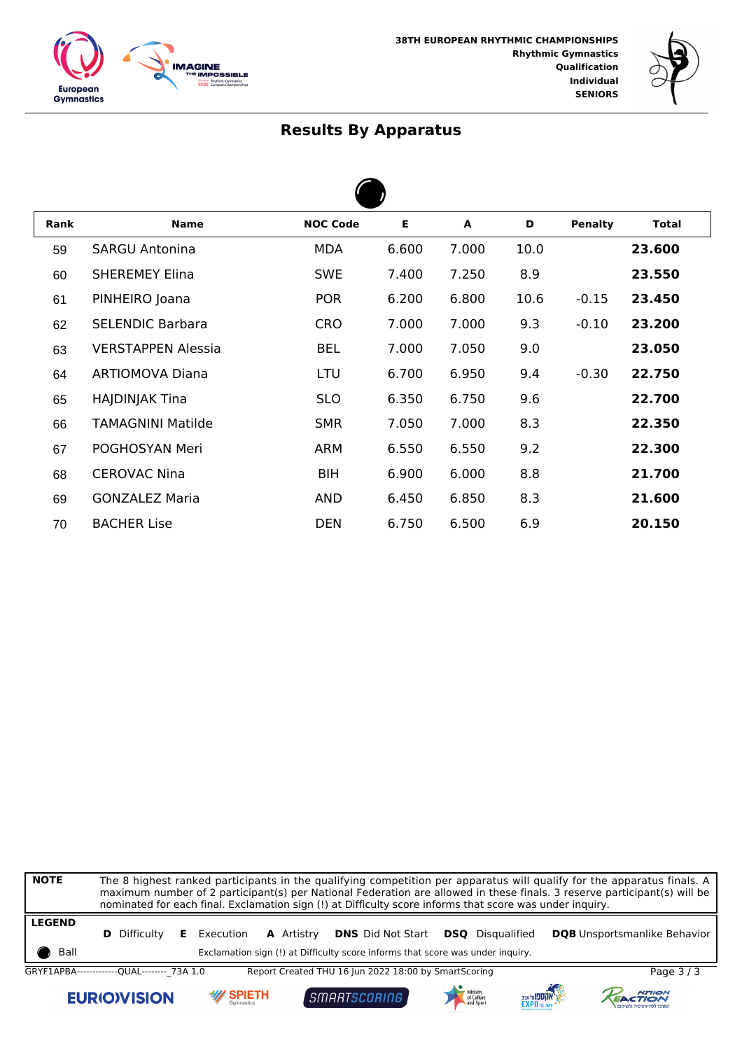38TH EUROPEAN RHYTHMIC CHAMPIONSHIPS
Rhythmic Gymnastics
Qualification
Individual
SENIORS

## Results By Apparatus

| Rank | Name | NOC Code | E | A | D | Penalty | Total |
|---|---|---|---|---|---|---|---|
| 59 | SARGU Antonina | MDA | 6.600 | 7.000 | 10.0 | | **23.600** |
| 60 | SHEREMEY Elina | SWE | 7.400 | 7.250 | 8.9 | | **23.550** |
| 61 | PINHEIRO Joana | POR | 6.200 | 6.800 | 10.6 | -0.15 | **23.450** |
| 62 | SELENDIC Barbara | CRO | 7.000 | 7.000 | 9.3 | -0.10 | **23.200** |
| 63 | VERSTAPPEN Alessia | BEL | 7.000 | 7.050 | 9.0 | | **23.050** |
| 64 | ARTIOMOVA Diana | LTU | 6.700 | 6.950 | 9.4 | -0.30 | **22.750** |
| 65 | HAJDINJAK Tina | SLO | 6.350 | 6.750 | 9.6 | | **22.700** |
| 66 | TAMAGNINI Matilde | SMR | 7.050 | 7.000 | 8.3 | | **22.350** |
| 67 | POGHOSYAN Meri | ARM | 6.550 | 6.550 | 9.2 | | **22.300** |
| 68 | CEROVAC Nina | BIH | 6.900 | 6.000 | 8.8 | | **21.700** |
| 69 | GONZALEZ Maria | AND | 6.450 | 6.850 | 8.3 | | **21.600** |
| 70 | BACHER Lise | DEN | 6.750 | 6.500 | 6.9 | | **20.150** |

**NOTE** The 8 highest ranked participants in the qualifying competition per apparatus will qualify for the apparatus finals. A maximum number of 2 participant(s) per National Federation are allowed in these finals. 3 reserve participant(s) will be nominated for each final. Exclamation sign (!) at Difficulty score informs that score was under inquiry.

**LEGEND**

**D** Difficulty **E** Execution **A** Artistry **DNS** Did Not Start **DSQ** Disqualified **DQB** Unsportsmanlike Behavior

Ball — Exclamation sign (!) at Difficulty score informs that score was under inquiry.

GRYF1APBA--------------QUAL--------_73A 1.0 Report Created THU 16 Jun 2022 18:00 by SmartScoring